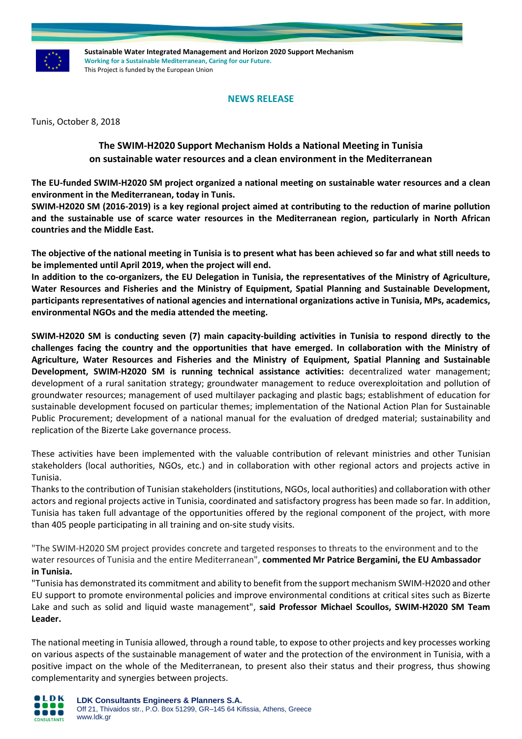**Sustainable Water Integrated Management and Horizon 2020 Support Mechanism**
**Working for a Sustainable Mediterranean, Caring for our Future.**
This Project is funded by the European Union

**NEWS RELEASE**

Tunis, October 8, 2018

## The SWIM-H2020 Support Mechanism Holds a National Meeting in Tunisia on sustainable water resources and a clean environment in the Mediterranean

**The EU-funded SWIM-H2020 SM project organized a national meeting on sustainable water resources and a clean environment in the Mediterranean, today in Tunis.**
**SWIM-H2020 SM (2016-2019) is a key regional project aimed at contributing to the reduction of marine pollution and the sustainable use of scarce water resources in the Mediterranean region, particularly in North African countries and the Middle East.**

**The objective of the national meeting in Tunisia is to present what has been achieved so far and what still needs to be implemented until April 2019, when the project will end.**
**In addition to the co-organizers, the EU Delegation in Tunisia, the representatives of the Ministry of Agriculture, Water Resources and Fisheries and the Ministry of Equipment, Spatial Planning and Sustainable Development, participants representatives of national agencies and international organizations active in Tunisia, MPs, academics, environmental NGOs and the media attended the meeting.**

**SWIM-H2020 SM is conducting seven (7) main capacity-building activities in Tunisia to respond directly to the challenges facing the country and the opportunities that have emerged. In collaboration with the Ministry of Agriculture, Water Resources and Fisheries and the Ministry of Equipment, Spatial Planning and Sustainable Development, SWIM-H2020 SM is running technical assistance activities:** decentralized water management; development of a rural sanitation strategy; groundwater management to reduce overexploitation and pollution of groundwater resources; management of used multilayer packaging and plastic bags; establishment of education for sustainable development focused on particular themes; implementation of the National Action Plan for Sustainable Public Procurement; development of a national manual for the evaluation of dredged material; sustainability and replication of the Bizerte Lake governance process.

These activities have been implemented with the valuable contribution of relevant ministries and other Tunisian stakeholders (local authorities, NGOs, etc.) and in collaboration with other regional actors and projects active in Tunisia.
Thanks to the contribution of Tunisian stakeholders (institutions, NGOs, local authorities) and collaboration with other actors and regional projects active in Tunisia, coordinated and satisfactory progress has been made so far. In addition, Tunisia has taken full advantage of the opportunities offered by the regional component of the project, with more than 405 people participating in all training and on-site study visits.

"The SWIM-H2020 SM project provides concrete and targeted responses to threats to the environment and to the water resources of Tunisia and the entire Mediterranean", **commented Mr Patrice Bergamini, the EU Ambassador in Tunisia.**
"Tunisia has demonstrated its commitment and ability to benefit from the support mechanism SWIM-H2020 and other EU support to promote environmental policies and improve environmental conditions at critical sites such as Bizerte Lake and such as solid and liquid waste management", **said Professor Michael Scoullos, SWIM-H2020 SM Team Leader.**

The national meeting in Tunisia allowed, through a round table, to expose to other projects and key processes working on various aspects of the sustainable management of water and the protection of the environment in Tunisia, with a positive impact on the whole of the Mediterranean, to present also their status and their progress, thus showing complementarity and synergies between projects.

**LDK Consultants Engineers & Planners S.A.**
Off 21, Thivaidos str., P.O. Box 51299, GR–145 64 Kifissia, Athens, Greece
www.ldk.gr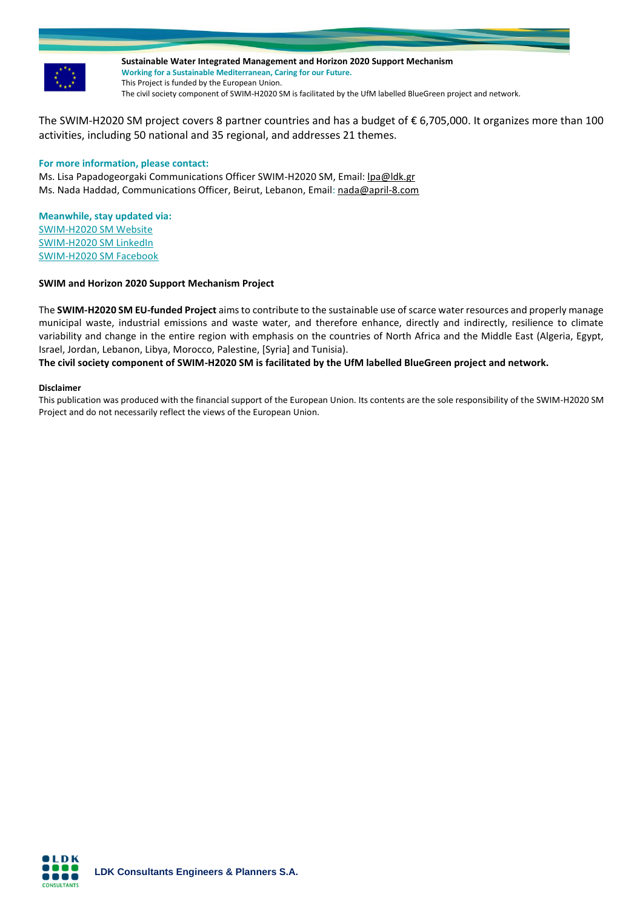The SWIM-H2020 SM project covers 8 partner countries and has a budget of € 6,705,000. It organizes more than 100 activities, including 50 national and 35 regional, and addresses 21 themes.

**For more information, please contact:**

Ms. Lisa Papadogeorgaki Communications Officer SWIM-H2020 SM, Email: lpa@ldk.gr
Ms. Nada Haddad, Communications Officer, Beirut, Lebanon, Email: nada@april-8.com

**Meanwhile, stay updated via:**

SWIM-H2020 SM Website
SWIM-H2020 SM LinkedIn
SWIM-H2020 SM Facebook

**SWIM and Horizon 2020 Support Mechanism Project**

The **SWIM-H2020 SM EU-funded Project** aims to contribute to the sustainable use of scarce water resources and properly manage municipal waste, industrial emissions and waste water, and therefore enhance, directly and indirectly, resilience to climate variability and change in the entire region with emphasis on the countries of North Africa and the Middle East (Algeria, Egypt, Israel, Jordan, Lebanon, Libya, Morocco, Palestine, [Syria] and Tunisia).

**The civil society component of SWIM-H2020 SM is facilitated by the UfM labelled BlueGreen project and network.**

**Disclaimer**

This publication was produced with the financial support of the European Union. Its contents are the sole responsibility of the SWIM-H2020 SM Project and do not necessarily reflect the views of the European Union.